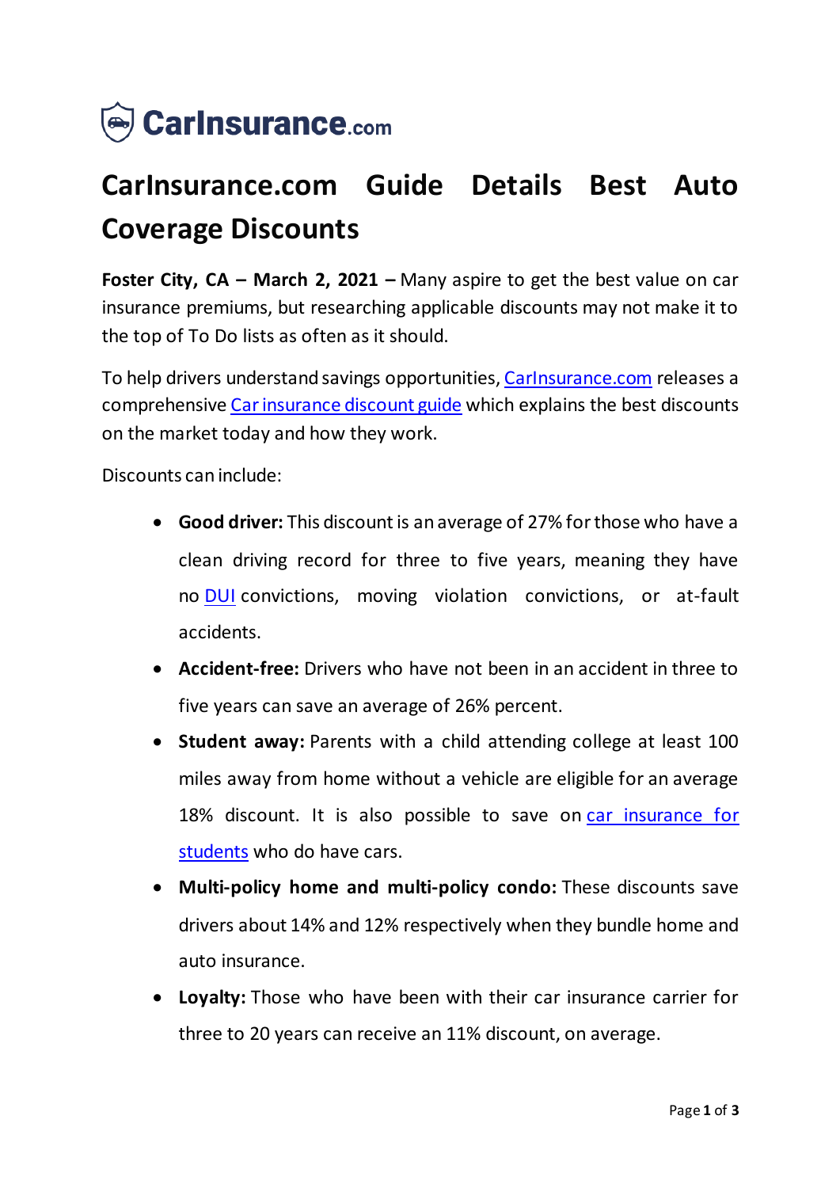CarInsurance.com

# CarInsurance.com Guide Details Best Auto Coverage Discounts

**Foster City, CA – March 2, 2021 –** Many aspire to get the best value on car insurance premiums, but researching applicable discounts may not make it to the top of To Do lists as often as it should.

To help drivers understand savings opportunities, CarInsurance.com releases a comprehensive Car insurance discount guide which explains the best discounts on the market today and how they work.

Discounts can include:

- **Good driver:** This discount is an average of 27% for those who have a clean driving record for three to five years, meaning they have no DUI convictions, moving violation convictions, or at-fault accidents.
- **Accident-free:** Drivers who have not been in an accident in three to five years can save an average of 26% percent.
- **Student away:** Parents with a child attending college at least 100 miles away from home without a vehicle are eligible for an average 18% discount. It is also possible to save on car insurance for students who do have cars.
- **Multi-policy home and multi-policy condo:** These discounts save drivers about 14% and 12% respectively when they bundle home and auto insurance.
- **Loyalty:** Those who have been with their car insurance carrier for three to 20 years can receive an 11% discount, on average.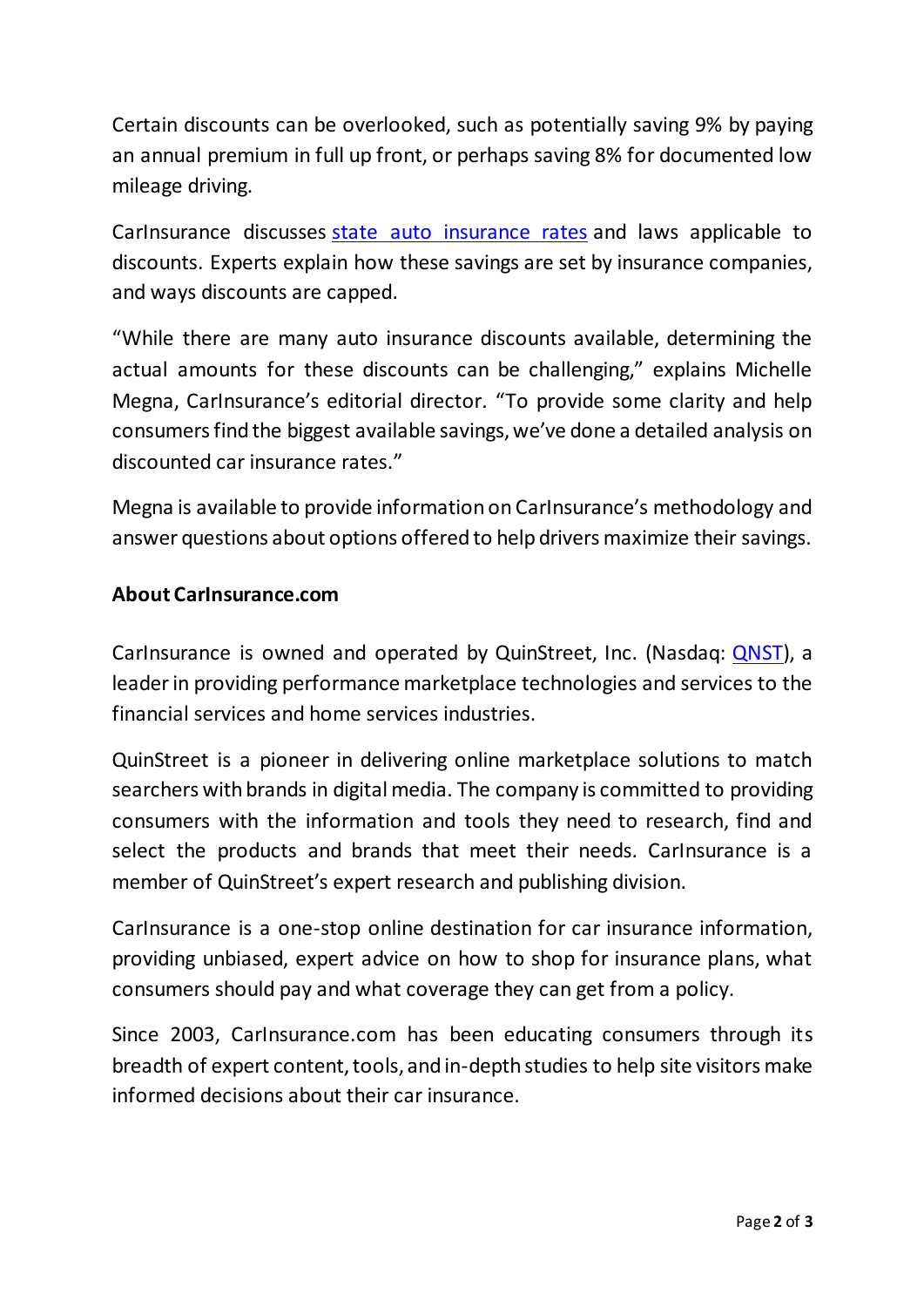Certain discounts can be overlooked, such as potentially saving 9% by paying an annual premium in full up front, or perhaps saving 8% for documented low mileage driving.

CarInsurance discusses state auto insurance rates and laws applicable to discounts. Experts explain how these savings are set by insurance companies, and ways discounts are capped.

"While there are many auto insurance discounts available, determining the actual amounts for these discounts can be challenging," explains Michelle Megna, CarInsurance's editorial director. "To provide some clarity and help consumers find the biggest available savings, we've done a detailed analysis on discounted car insurance rates."

Megna is available to provide information on CarInsurance's methodology and answer questions about options offered to help drivers maximize their savings.

**About CarInsurance.com**

CarInsurance is owned and operated by QuinStreet, Inc. (Nasdaq: QNST), a leader in providing performance marketplace technologies and services to the financial services and home services industries.

QuinStreet is a pioneer in delivering online marketplace solutions to match searchers with brands in digital media. The company is committed to providing consumers with the information and tools they need to research, find and select the products and brands that meet their needs. CarInsurance is a member of QuinStreet's expert research and publishing division.

CarInsurance is a one-stop online destination for car insurance information, providing unbiased, expert advice on how to shop for insurance plans, what consumers should pay and what coverage they can get from a policy.

Since 2003, CarInsurance.com has been educating consumers through its breadth of expert content, tools, and in-depth studies to help site visitors make informed decisions about their car insurance.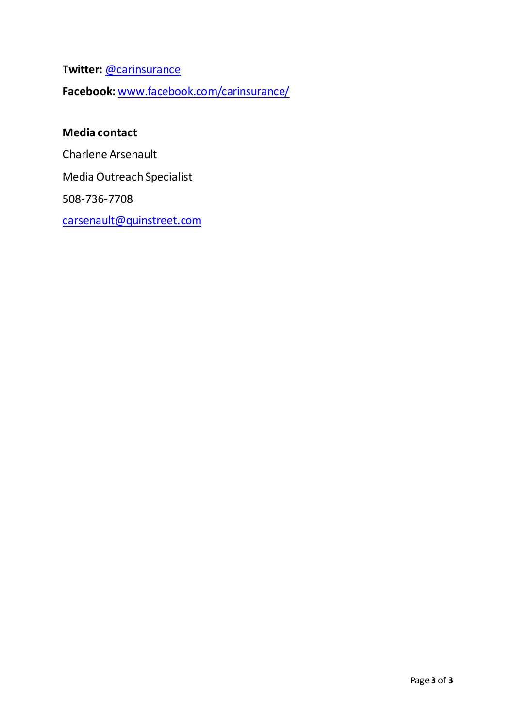**Twitter:** @carinsurance

**Facebook:** www.facebook.com/carinsurance/

**Media contact**

Charlene Arsenault

Media Outreach Specialist

508-736-7708

carsenault@quinstreet.com